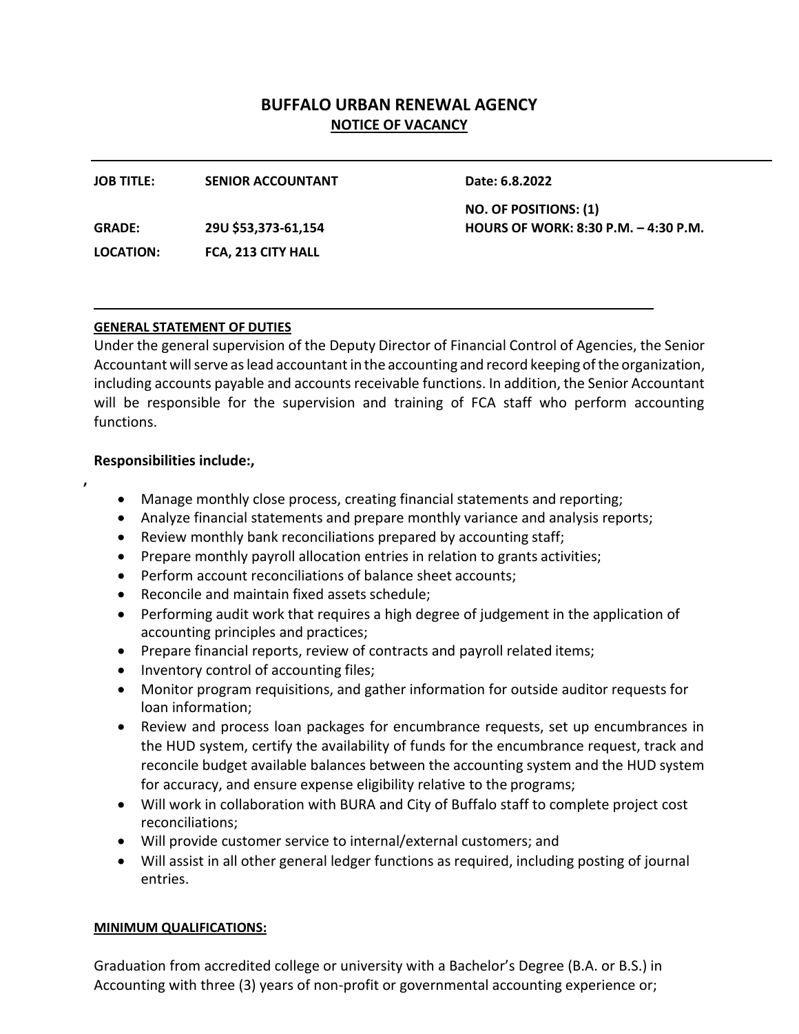## BUFFALO URBAN RENEWAL AGENCY

### NOTICE OF VACANCY

---

| | | |
|---|---|---|
| **JOB TITLE:** | **SENIOR ACCOUNTANT** | **Date: 6.8.2022** |
| | | **NO. OF POSITIONS: (1)** |
| **GRADE:** | **29U $53,373-61,154** | **HOURS OF WORK: 8:30 P.M. – 4:30 P.M.** |
| **LOCATION:** | **FCA, 213 CITY HALL** | |

---

**GENERAL STATEMENT OF DUTIES**

Under the general supervision of the Deputy Director of Financial Control of Agencies, the Senior Accountant will serve as lead accountant in the accounting and record keeping of the organization, including accounts payable and accounts receivable functions. In addition, the Senior Accountant will be responsible for the supervision and training of FCA staff who perform accounting functions.

**Responsibilities include:,**

,

- Manage monthly close process, creating financial statements and reporting;
- Analyze financial statements and prepare monthly variance and analysis reports;
- Review monthly bank reconciliations prepared by accounting staff;
- Prepare monthly payroll allocation entries in relation to grants activities;
- Perform account reconciliations of balance sheet accounts;
- Reconcile and maintain fixed assets schedule;
- Performing audit work that requires a high degree of judgement in the application of accounting principles and practices;
- Prepare financial reports, review of contracts and payroll related items;
- Inventory control of accounting files;
- Monitor program requisitions, and gather information for outside auditor requests for loan information;
- Review and process loan packages for encumbrance requests, set up encumbrances in the HUD system, certify the availability of funds for the encumbrance request, track and reconcile budget available balances between the accounting system and the HUD system for accuracy, and ensure expense eligibility relative to the programs;
- Will work in collaboration with BURA and City of Buffalo staff to complete project cost reconciliations;
- Will provide customer service to internal/external customers; and
- Will assist in all other general ledger functions as required, including posting of journal entries.

**MINIMUM QUALIFICATIONS:**

Graduation from accredited college or university with a Bachelor's Degree (B.A. or B.S.) in Accounting with three (3) years of non-profit or governmental accounting experience or;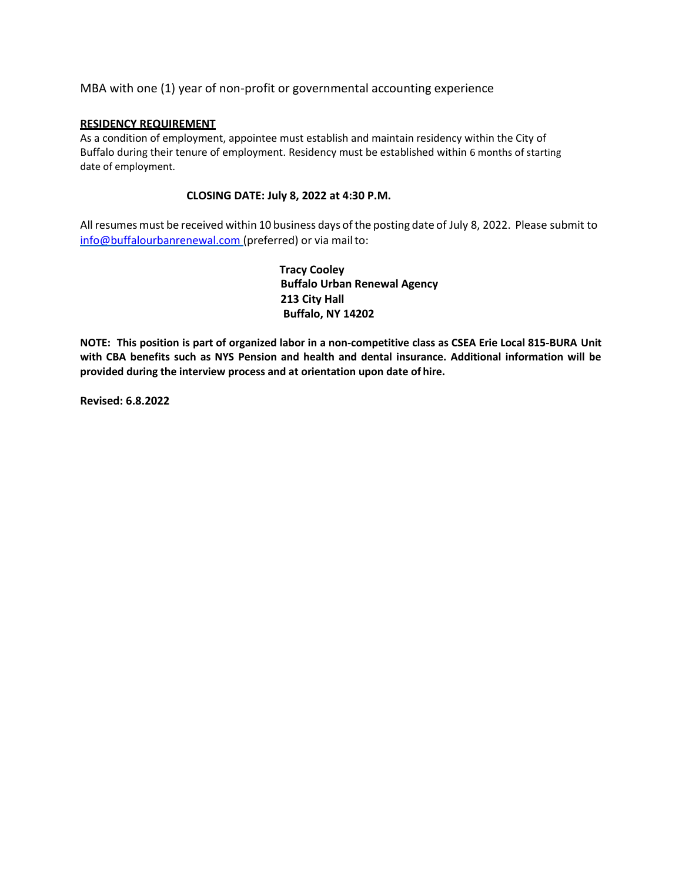MBA with one (1) year of non-profit or governmental accounting experience

**RESIDENCY REQUIREMENT**

As a condition of employment, appointee must establish and maintain residency within the City of Buffalo during their tenure of employment. Residency must be established within 6 months of starting date of employment.

**CLOSING DATE: July 8, 2022 at 4:30 P.M.**

All resumes must be received within 10 business days of the posting date of July 8, 2022. Please submit to info@buffalourbanrenewal.com (preferred) or via mail to:

**Tracy Cooley**
**Buffalo Urban Renewal Agency**
**213 City Hall**
**Buffalo, NY 14202**

**NOTE: This position is part of organized labor in a non-competitive class as CSEA Erie Local 815-BURA Unit with CBA benefits such as NYS Pension and health and dental insurance. Additional information will be provided during the interview process and at orientation upon date of hire.**

**Revised: 6.8.2022**